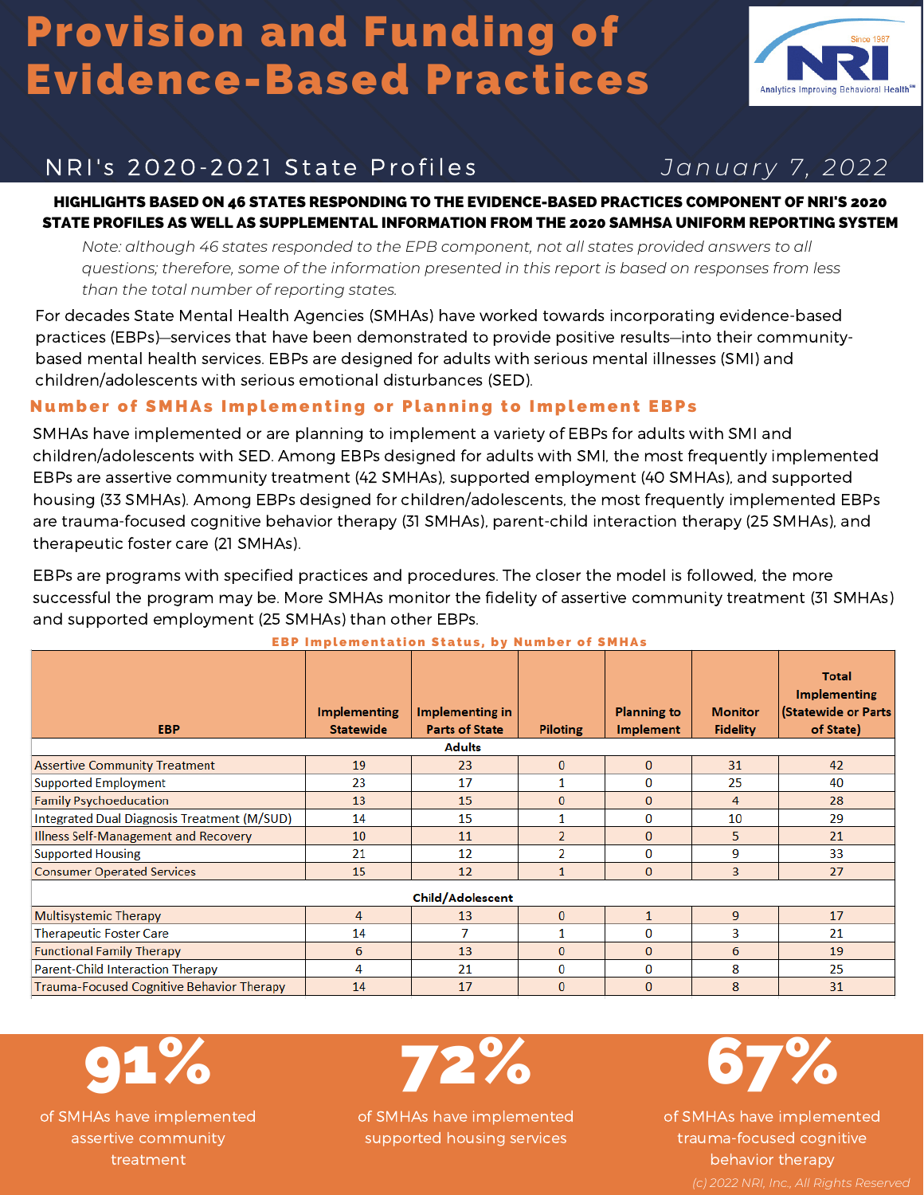# Provision and Funding of Evidence-Based Practices

NRI's 2020-2021 State Profiles

*January 7, 2022*

**HIGHLIGHTS BASED ON 46 STATES RESPONDING TO THE EVIDENCE-BASED PRACTICES COMPONENT OF NRI'S 2020 STATE PROFILES AS WELL AS SUPPLEMENTAL INFORMATION FROM THE 2020 SAMHSA UNIFORM REPORTING SYSTEM**

*Note: although 46 states responded to the EPB component, not all states provided answers to all questions; therefore, some of the information presented in this report is based on responses from less than the total number of reporting states.*

For decades State Mental Health Agencies (SMHAs) have worked towards incorporating evidence-based practices (EBPs)—services that have been demonstrated to provide positive results—into their community-based mental health services. EBPs are designed for adults with serious mental illnesses (SMI) and children/adolescents with serious emotional disturbances (SED).

## Number of SMHAs Implementing or Planning to Implement EBPs

SMHAs have implemented or are planning to implement a variety of EBPs for adults with SMI and children/adolescents with SED. Among EBPs designed for adults with SMI, the most frequently implemented EBPs are assertive community treatment (42 SMHAs), supported employment (40 SMHAs), and supported housing (33 SMHAs). Among EBPs designed for children/adolescents, the most frequently implemented EBPs are trauma-focused cognitive behavior therapy (31 SMHAs), parent-child interaction therapy (25 SMHAs), and therapeutic foster care (21 SMHAs).

EBPs are programs with specified practices and procedures. The closer the model is followed, the more successful the program may be. More SMHAs monitor the fidelity of assertive community treatment (31 SMHAs) and supported employment (25 SMHAs) than other EBPs.

**EBP Implementation Status, by Number of SMHAs**

| EBP | Implementing Statewide | Implementing in Parts of State | Piloting | Planning to Implement | Monitor Fidelity | Total Implementing (Statewide or Parts of State) |
|---|---|---|---|---|---|---|
| **Adults** | | | | | | |
| Assertive Community Treatment | 19 | 23 | 0 | 0 | 31 | 42 |
| Supported Employment | 23 | 17 | 1 | 0 | 25 | 40 |
| Family Psychoeducation | 13 | 15 | 0 | 0 | 4 | 28 |
| Integrated Dual Diagnosis Treatment (M/SUD) | 14 | 15 | 1 | 0 | 10 | 29 |
| Illness Self-Management and Recovery | 10 | 11 | 2 | 0 | 5 | 21 |
| Supported Housing | 21 | 12 | 2 | 0 | 9 | 33 |
| Consumer Operated Services | 15 | 12 | 1 | 0 | 3 | 27 |
| **Child/Adolescent** | | | | | | |
| Multisystemic Therapy | 4 | 13 | 0 | 1 | 9 | 17 |
| Therapeutic Foster Care | 14 | 7 | 1 | 0 | 3 | 21 |
| Functional Family Therapy | 6 | 13 | 0 | 0 | 6 | 19 |
| Parent-Child Interaction Therapy | 4 | 21 | 0 | 0 | 8 | 25 |
| Trauma-Focused Cognitive Behavior Therapy | 14 | 17 | 0 | 0 | 8 | 31 |

**91%** of SMHAs have implemented assertive community treatment

**72%** of SMHAs have implemented supported housing services

**67%** of SMHAs have implemented trauma-focused cognitive behavior therapy

(c) 2022 NRI, Inc., All Rights Reserved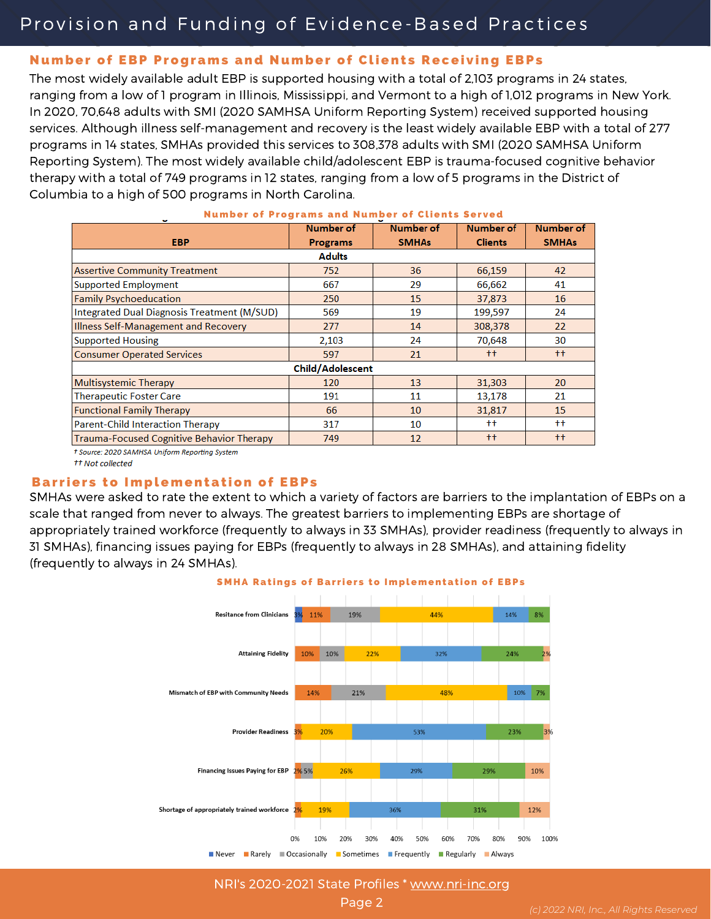# Provision and Funding of Evidence-Based Practices

## Number of EBP Programs and Number of Clients Receiving EBPs

The most widely available adult EBP is supported housing with a total of 2,103 programs in 24 states, ranging from a low of 1 program in Illinois, Mississippi, and Vermont to a high of 1,012 programs in New York. In 2020, 70,648 adults with SMI (2020 SAMHSA Uniform Reporting System) received supported housing services. Although illness self-management and recovery is the least widely available EBP with a total of 277 programs in 14 states, SMHAs provided this services to 308,378 adults with SMI (2020 SAMHSA Uniform Reporting System). The most widely available child/adolescent EBP is trauma-focused cognitive behavior therapy with a total of 749 programs in 12 states, ranging from a low of 5 programs in the District of Columbia to a high of 500 programs in North Carolina.

**Number of Programs and Number of Clients Served**

| EBP | Number of Programs | Number of SMHAs | Number of Clients | Number of SMHAs |
|---|---|---|---|---|
| **Adults** | | | | |
| Assertive Community Treatment | 752 | 36 | 66,159 | 42 |
| Supported Employment | 667 | 29 | 66,662 | 41 |
| Family Psychoeducation | 250 | 15 | 37,873 | 16 |
| Integrated Dual Diagnosis Treatment (M/SUD) | 569 | 19 | 199,597 | 24 |
| Illness Self-Management and Recovery | 277 | 14 | 308,378 | 22 |
| Supported Housing | 2,103 | 24 | 70,648 | 30 |
| Consumer Operated Services | 597 | 21 | †† | †† |
| **Child/Adolescent** | | | | |
| Multisystemic Therapy | 120 | 13 | 31,303 | 20 |
| Therapeutic Foster Care | 191 | 11 | 13,178 | 21 |
| Functional Family Therapy | 66 | 10 | 31,817 | 15 |
| Parent-Child Interaction Therapy | 317 | 10 | †† | †† |
| Trauma-Focused Cognitive Behavior Therapy | 749 | 12 | †† | †† |

*† Source: 2020 SAMHSA Uniform Reporting System*

*†† Not collected*

## Barriers to Implementation of EBPs

SMHAs were asked to rate the extent to which a variety of factors are barriers to the implantation of EBPs on a scale that ranged from never to always. The greatest barriers to implementing EBPs are shortage of appropriately trained workforce (frequently to always in 33 SMHAs), provider readiness (frequently to always in 31 SMHAs), financing issues paying for EBPs (frequently to always in 28 SMHAs), and attaining fidelity (frequently to always in 24 SMHAs).

**SMHA Ratings of Barriers to Implementation of EBPs**

| Barrier | Never | Rarely | Occasionally | Sometimes | Frequently | Regularly | Always |
|---|---|---|---|---|---|---|---|
| Resitance from Clinicians | 3% | 11% | 19% | 44% | 14% | 8% | |
| Attaining Fidelity | | 10% | 10% | 22% | 32% | 24% | 2% |
| Mismatch of EBP with Community Needs | | 14% | 21% | 48% | 10% | 7% | |
| Provider Readiness | | 3% | | 20% | 53% | 23% | 3% |
| Financing Issues Paying for EBP | | 2% | 5% | 26% | 29% | 29% | 10% |
| Shortage of appropriately trained workforce | | 2% | | 19% | 36% | 31% | 12% |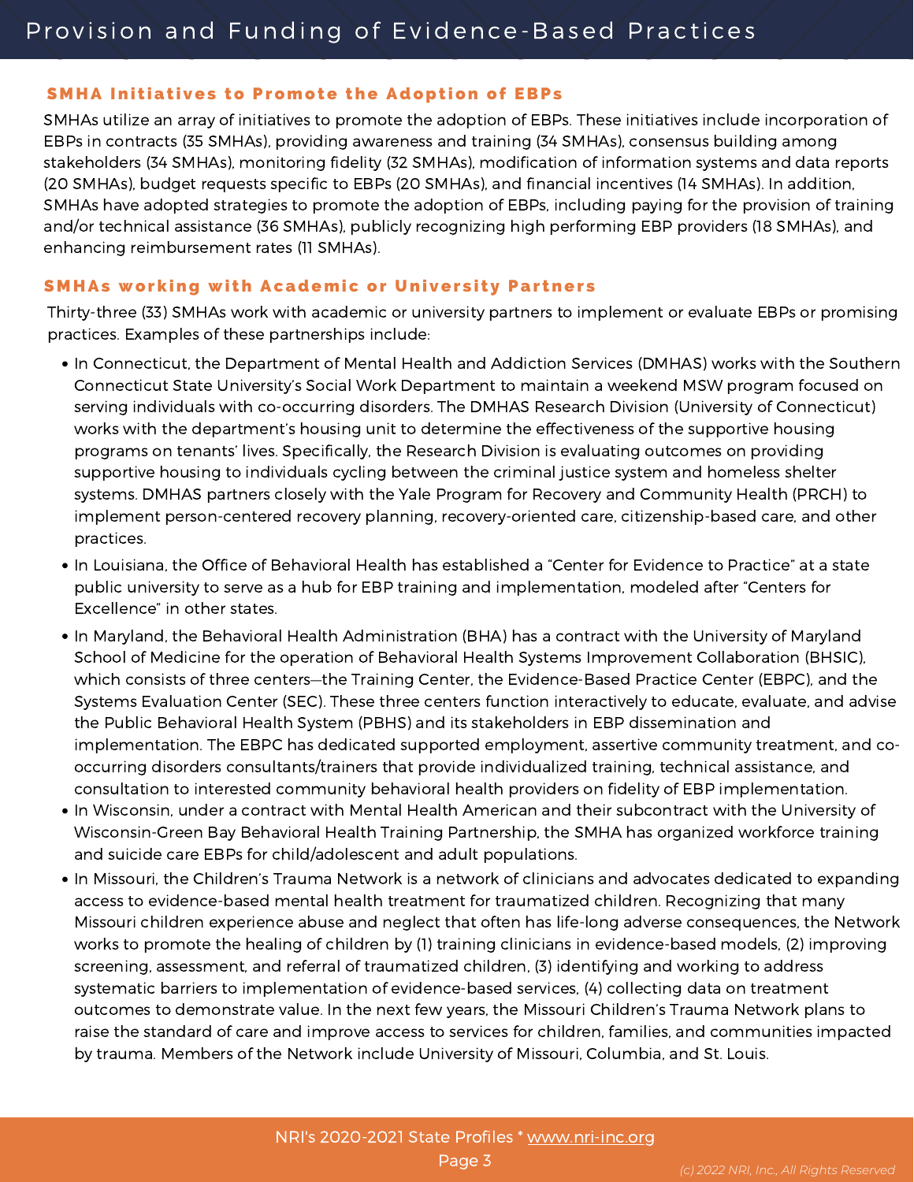# Provision and Funding of Evidence-Based Practices

## SMHA Initiatives to Promote the Adoption of EBPs

SMHAs utilize an array of initiatives to promote the adoption of EBPs. These initiatives include incorporation of EBPs in contracts (35 SMHAs), providing awareness and training (34 SMHAs), consensus building among stakeholders (34 SMHAs), monitoring fidelity (32 SMHAs), modification of information systems and data reports (20 SMHAs), budget requests specific to EBPs (20 SMHAs), and financial incentives (14 SMHAs). In addition, SMHAs have adopted strategies to promote the adoption of EBPs, including paying for the provision of training and/or technical assistance (36 SMHAs), publicly recognizing high performing EBP providers (18 SMHAs), and enhancing reimbursement rates (11 SMHAs).

## SMHAs working with Academic or University Partners

Thirty-three (33) SMHAs work with academic or university partners to implement or evaluate EBPs or promising practices. Examples of these partnerships include:

- In Connecticut, the Department of Mental Health and Addiction Services (DMHAS) works with the Southern Connecticut State University's Social Work Department to maintain a weekend MSW program focused on serving individuals with co-occurring disorders. The DMHAS Research Division (University of Connecticut) works with the department's housing unit to determine the effectiveness of the supportive housing programs on tenants' lives. Specifically, the Research Division is evaluating outcomes on providing supportive housing to individuals cycling between the criminal justice system and homeless shelter systems. DMHAS partners closely with the Yale Program for Recovery and Community Health (PRCH) to implement person-centered recovery planning, recovery-oriented care, citizenship-based care, and other practices.
- In Louisiana, the Office of Behavioral Health has established a "Center for Evidence to Practice" at a state public university to serve as a hub for EBP training and implementation, modeled after "Centers for Excellence" in other states.
- In Maryland, the Behavioral Health Administration (BHA) has a contract with the University of Maryland School of Medicine for the operation of Behavioral Health Systems Improvement Collaboration (BHSIC), which consists of three centers—the Training Center, the Evidence-Based Practice Center (EBPC), and the Systems Evaluation Center (SEC). These three centers function interactively to educate, evaluate, and advise the Public Behavioral Health System (PBHS) and its stakeholders in EBP dissemination and implementation. The EBPC has dedicated supported employment, assertive community treatment, and co-occurring disorders consultants/trainers that provide individualized training, technical assistance, and consultation to interested community behavioral health providers on fidelity of EBP implementation.
- In Wisconsin, under a contract with Mental Health American and their subcontract with the University of Wisconsin-Green Bay Behavioral Health Training Partnership, the SMHA has organized workforce training and suicide care EBPs for child/adolescent and adult populations.
- In Missouri, the Children's Trauma Network is a network of clinicians and advocates dedicated to expanding access to evidence-based mental health treatment for traumatized children. Recognizing that many Missouri children experience abuse and neglect that often has life-long adverse consequences, the Network works to promote the healing of children by (1) training clinicians in evidence-based models, (2) improving screening, assessment, and referral of traumatized children, (3) identifying and working to address systematic barriers to implementation of evidence-based services, (4) collecting data on treatment outcomes to demonstrate value. In the next few years, the Missouri Children's Trauma Network plans to raise the standard of care and improve access to services for children, families, and communities impacted by trauma. Members of the Network include University of Missouri, Columbia, and St. Louis.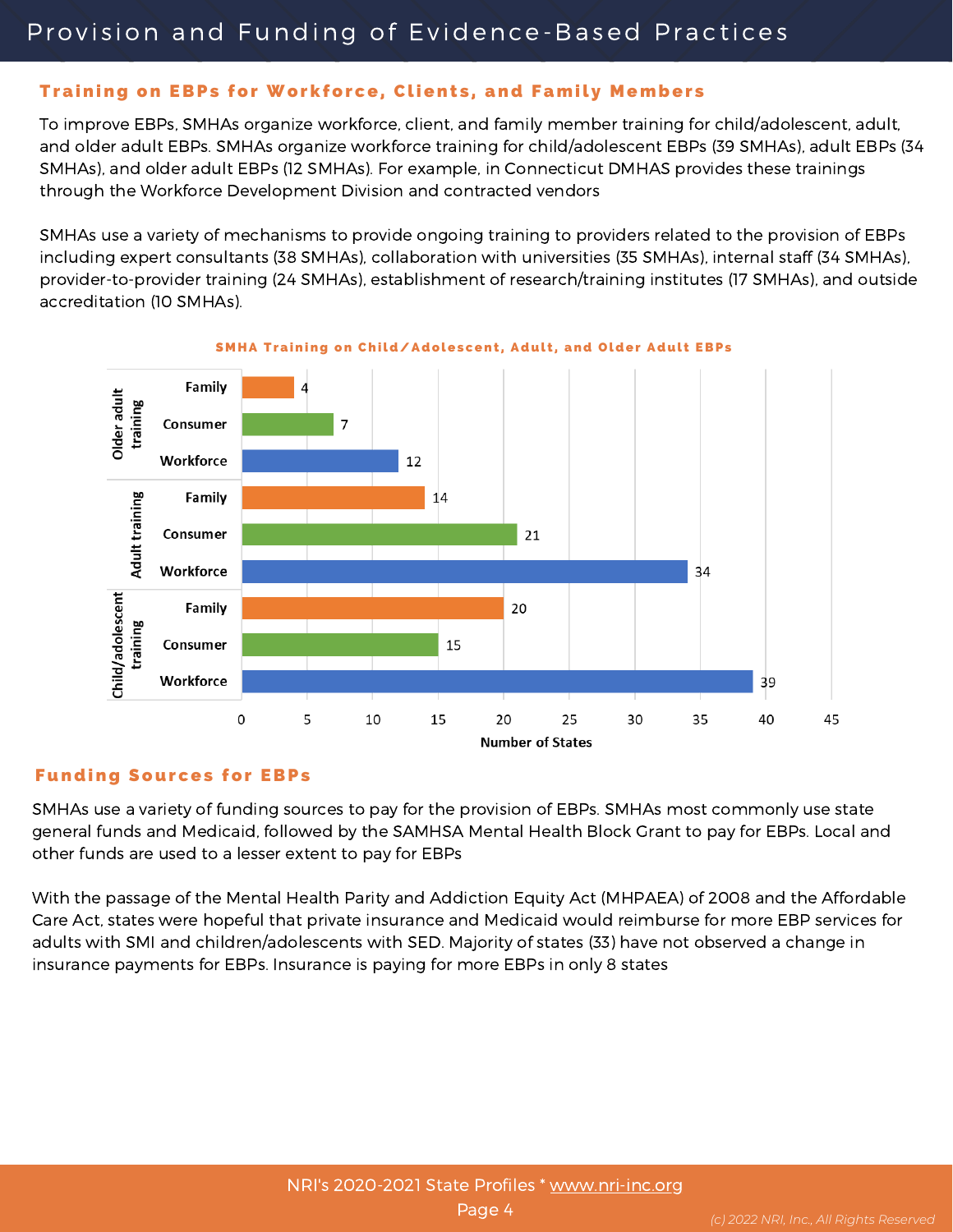# Provision and Funding of Evidence-Based Practices

## Training on EBPs for Workforce, Clients, and Family Members

To improve EBPs, SMHAs organize workforce, client, and family member training for child/adolescent, adult, and older adult EBPs. SMHAs organize workforce training for child/adolescent EBPs (39 SMHAs), adult EBPs (34 SMHAs), and older adult EBPs (12 SMHAs). For example, in Connecticut DMHAS provides these trainings through the Workforce Development Division and contracted vendors

SMHAs use a variety of mechanisms to provide ongoing training to providers related to the provision of EBPs including expert consultants (38 SMHAs), collaboration with universities (35 SMHAs), internal staff (34 SMHAs), provider-to-provider training (24 SMHAs), establishment of research/training institutes (17 SMHAs), and outside accreditation (10 SMHAs).

**SMHA Training on Child/Adolescent, Adult, and Older Adult EBPs**

| Training | Group | Number of States |
|---|---|---|
| Older adult training | Family | 4 |
| | Consumer | 7 |
| | Workforce | 12 |
| Adult training | Family | 14 |
| | Consumer | 21 |
| | Workforce | 34 |
| Child/adolescent training | Family | 20 |
| | Consumer | 15 |
| | Workforce | 39 |

## Funding Sources for EBPs

SMHAs use a variety of funding sources to pay for the provision of EBPs. SMHAs most commonly use state general funds and Medicaid, followed by the SAMHSA Mental Health Block Grant to pay for EBPs. Local and other funds are used to a lesser extent to pay for EBPs

With the passage of the Mental Health Parity and Addiction Equity Act (MHPAEA) of 2008 and the Affordable Care Act, states were hopeful that private insurance and Medicaid would reimburse for more EBP services for adults with SMI and children/adolescents with SED. Majority of states (33) have not observed a change in insurance payments for EBPs. Insurance is paying for more EBPs in only 8 states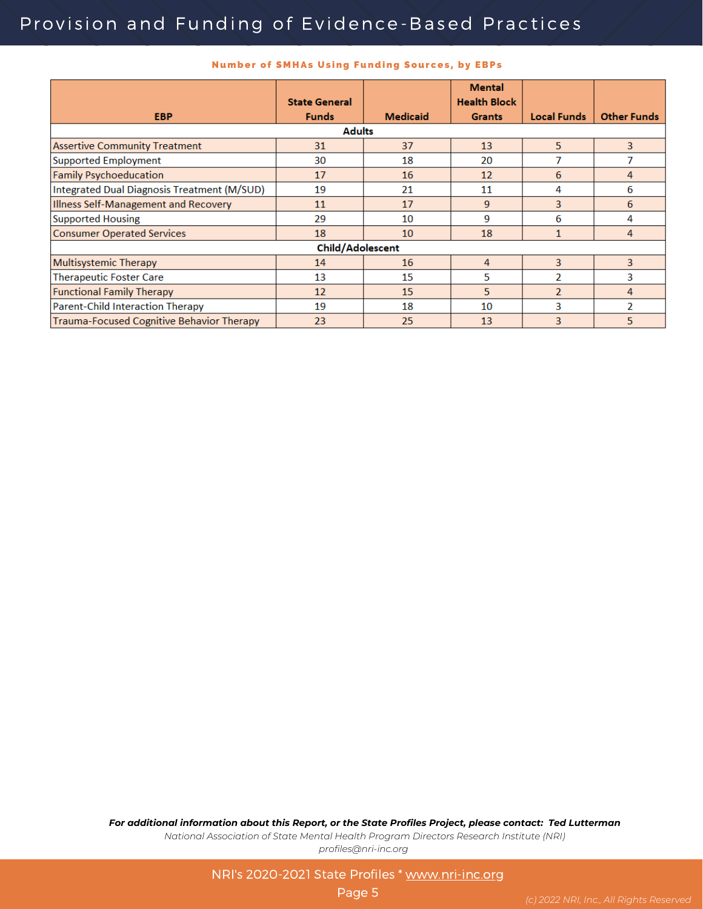# Provision and Funding of Evidence-Based Practices

**Number of SMHAs Using Funding Sources, by EBPs**

| EBP | State General Funds | Medicaid | Mental Health Block Grants | Local Funds | Other Funds |
|---|---|---|---|---|---|
| **Adults** | | | | | |
| Assertive Community Treatment | 31 | 37 | 13 | 5 | 3 |
| Supported Employment | 30 | 18 | 20 | 7 | 7 |
| Family Psychoeducation | 17 | 16 | 12 | 6 | 4 |
| Integrated Dual Diagnosis Treatment (M/SUD) | 19 | 21 | 11 | 4 | 6 |
| Illness Self-Management and Recovery | 11 | 17 | 9 | 3 | 6 |
| Supported Housing | 29 | 10 | 9 | 6 | 4 |
| Consumer Operated Services | 18 | 10 | 18 | 1 | 4 |
| **Child/Adolescent** | | | | | |
| Multisystemic Therapy | 14 | 16 | 4 | 3 | 3 |
| Therapeutic Foster Care | 13 | 15 | 5 | 2 | 3 |
| Functional Family Therapy | 12 | 15 | 5 | 2 | 4 |
| Parent-Child Interaction Therapy | 19 | 18 | 10 | 3 | 2 |
| Trauma-Focused Cognitive Behavior Therapy | 23 | 25 | 13 | 3 | 5 |

***For additional information about this Report, or the State Profiles Project, please contact: Ted Lutterman***

*National Association of State Mental Health Program Directors Research Institute (NRI)*

*profiles@nri-inc.org*